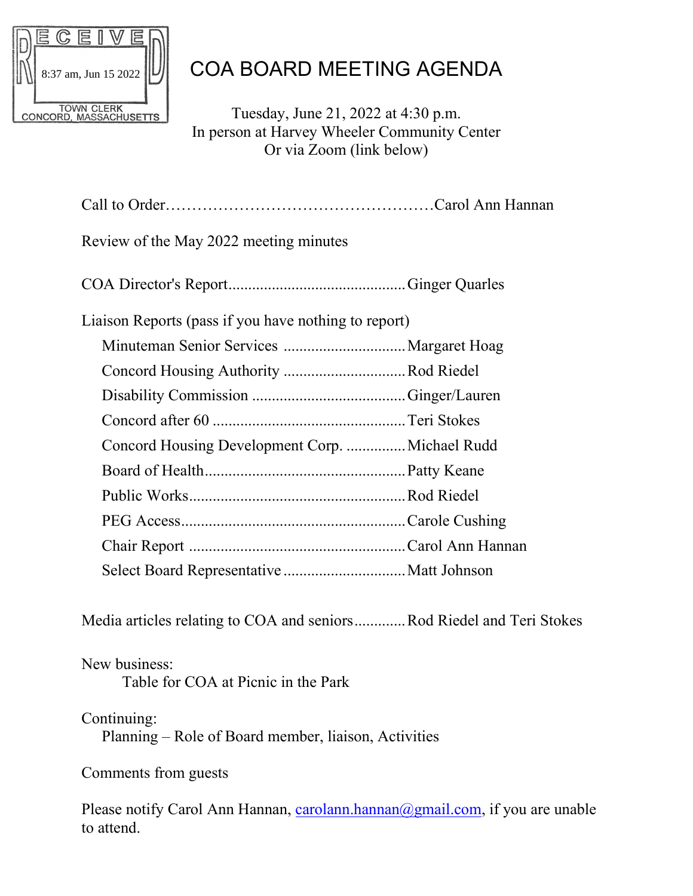RECEIVED
8:37 am, Jun 15 2022
TOWN CLERK
CONCORD, MASSACHUSETTS

# COA BOARD MEETING AGENDA

Tuesday, June 21, 2022 at 4:30 p.m.
In person at Harvey Wheeler Community Center
Or via Zoom (link below)

Call to Order……………………………………………Carol Ann Hannan

Review of the May 2022 meeting minutes

COA Director's Report............................................Ginger Quarles

Liaison Reports (pass if you have nothing to report)

- Minuteman Senior Services ...............................Margaret Hoag
- Concord Housing Authority ...............................Rod Riedel
- Disability Commission .......................................Ginger/Lauren
- Concord after 60 ................................................Teri Stokes
- Concord Housing Development Corp. ...............Michael Rudd
- Board of Health..................................................Patty Keane
- Public Works......................................................Rod Riedel
- PEG Access........................................................Carole Cushing
- Chair Report ......................................................Carol Ann Hannan
- Select Board Representative ...............................Matt Johnson

Media articles relating to COA and seniors.............Rod Riedel and Teri Stokes

New business:
- Table for COA at Picnic in the Park

Continuing:
- Planning – Role of Board member, liaison, Activities

Comments from guests

Please notify Carol Ann Hannan, carolann.hannan@gmail.com, if you are unable to attend.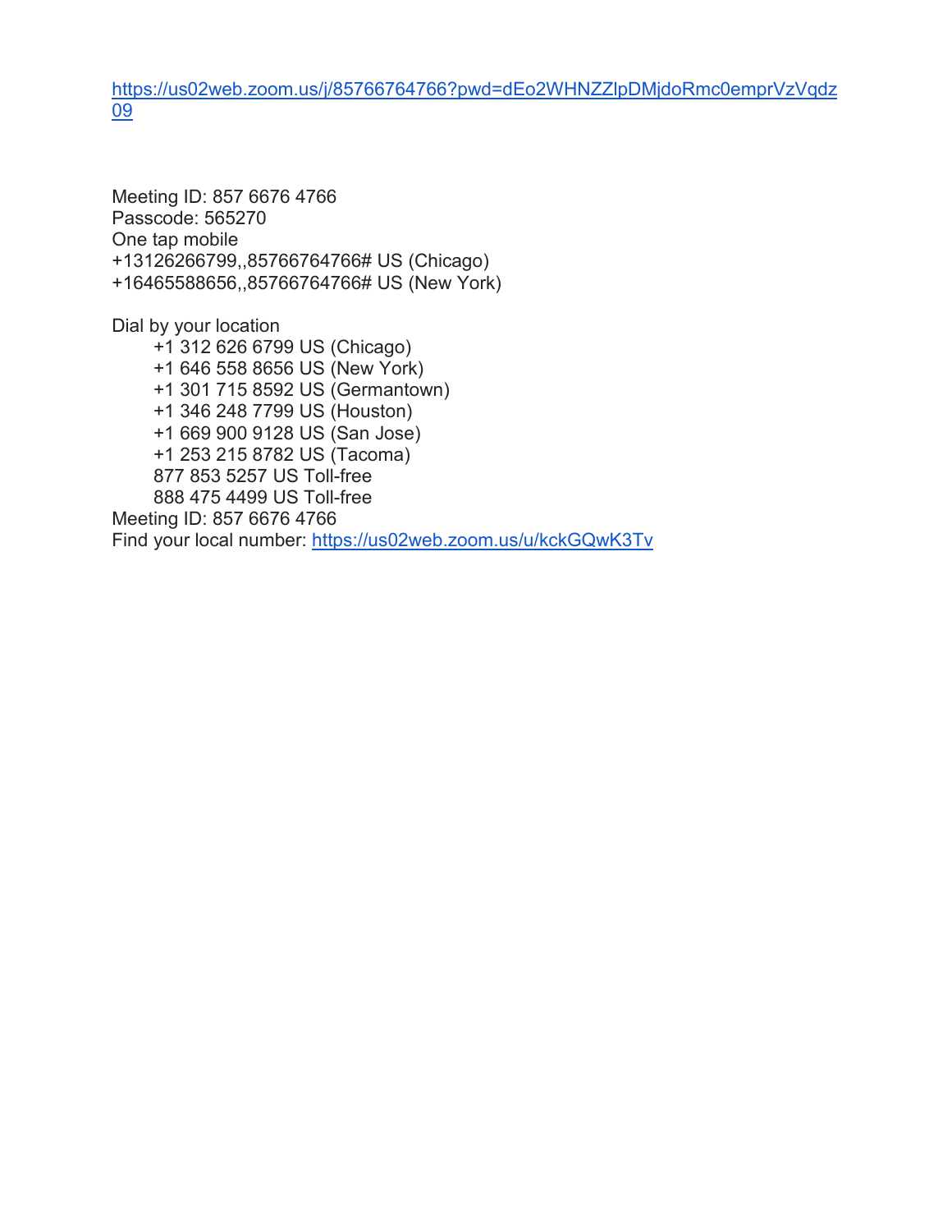https://us02web.zoom.us/j/85766764766?pwd=dEo2WHNZZlpDMjdoRmc0emprVzVqdz09

Meeting ID: 857 6676 4766
Passcode: 565270
One tap mobile
+13126266799,,85766764766# US (Chicago)
+16465588656,,85766764766# US (New York)

Dial by your location
- +1 312 626 6799 US (Chicago)
- +1 646 558 8656 US (New York)
- +1 301 715 8592 US (Germantown)
- +1 346 248 7799 US (Houston)
- +1 669 900 9128 US (San Jose)
- +1 253 215 8782 US (Tacoma)
- 877 853 5257 US Toll-free
- 888 475 4499 US Toll-free

Meeting ID: 857 6676 4766
Find your local number: https://us02web.zoom.us/u/kckGQwK3Tv